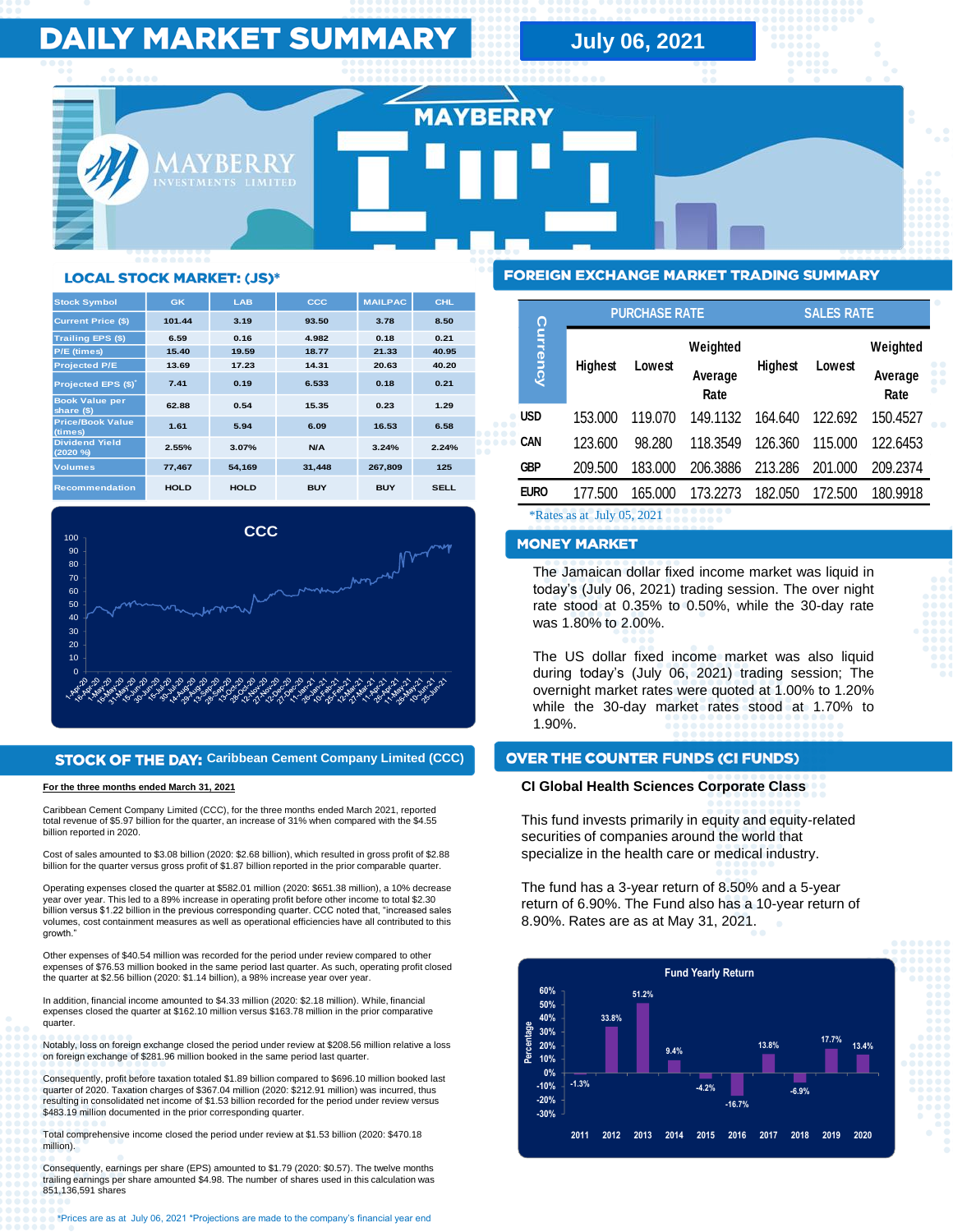# DAILY MARKET SUMMARY

**July 06, 2021**

## LOCAL STOCK MARKET: (JS)*

| Stock Symbol | GK | LAB | CCC | MAILPAC | CHL |
|---|---|---|---|---|---|
| Current Price ($) | 101.44 | 3.19 | 93.50 | 3.78 | 8.50 |
| Trailing EPS ($) | 6.59 | 0.16 | 4.982 | 0.18 | 0.21 |
| P/E (times) | 15.40 | 19.59 | 18.77 | 21.33 | 40.95 |
| Projected P/E | 13.69 | 17.23 | 14.31 | 20.63 | 40.20 |
| Projected EPS ($)* | 7.41 | 0.19 | 6.533 | 0.18 | 0.21 |
| Book Value per share ($) | 62.88 | 0.54 | 15.35 | 0.23 | 1.29 |
| Price/Book Value (times) | 1.61 | 5.94 | 6.09 | 16.53 | 6.58 |
| Dividend Yield (2020 %) | 2.55% | 3.07% | N/A | 3.24% | 2.24% |
| Volumes | 77,467 | 54,169 | 31,448 | 267,809 | 125 |
| Recommendation | HOLD | HOLD | BUY | BUY | SELL |

## STOCK OF THE DAY: Caribbean Cement Company Limited (CCC)

**For the three months ended March 31, 2021**

Caribbean Cement Company Limited (CCC), for the three months ended March 2021, reported total revenue of $5.97 billion for the quarter, an increase of 31% when compared with the $4.55 billion reported in 2020.

Cost of sales amounted to $3.08 billion (2020: $2.68 billion), which resulted in gross profit of $2.88 billion for the quarter versus gross profit of $1.87 billion reported in the prior comparable quarter.

Operating expenses closed the quarter at $582.01 million (2020: $651.38 million), a 10% decrease year over year. This led to a 89% increase in operating profit before other income to total $2.30 billion versus $1.22 billion in the previous corresponding quarter. CCC noted that, "increased sales volumes, cost containment measures as well as operational efficiencies have all contributed to this growth."

Other expenses of $40.54 million was recorded for the period under review compared to other expenses of $76.53 million booked in the same period last quarter. As such, operating profit closed the quarter at $2.56 billion (2020: $1.14 billion), a 98% increase year over year.

In addition, financial income amounted to $4.33 million (2020: $2.18 million). While, financial expenses closed the quarter at $162.10 million versus $163.78 million in the prior comparative quarter.

Notably, loss on foreign exchange closed the period under review at $208.56 million relative a loss on foreign exchange of $281.96 million booked in the same period last quarter.

Consequently, profit before taxation totaled $1.89 billion compared to $696.10 million booked last quarter of 2020. Taxation charges of $367.04 million (2020: $212.91 million) was incurred, thus resulting in consolidated net income of $1.53 billion recorded for the period under review versus $483.19 million documented in the prior corresponding quarter.

Total comprehensive income closed the period under review at $1.53 billion (2020: $470.18 million).

Consequently, earnings per share (EPS) amounted to $1.79 (2020: $0.57). The twelve months trailing earnings per share amounted $4.98. The number of shares used in this calculation was 851,136,591 shares

*Prices are as at July 06, 2021 *Projections are made to the company's financial year end

## FOREIGN EXCHANGE MARKET TRADING SUMMARY

| Currency | PURCHASE RATE | | | SALES RATE | | |
|---|---|---|---|---|---|---|
| | Highest | Lowest | Weighted Average Rate | Highest | Lowest | Weighted Average Rate |
| USD | 153.000 | 119.070 | 149.1132 | 164.640 | 122.692 | 150.4527 |
| CAN | 123.600 | 98.280 | 118.3549 | 126.360 | 115.000 | 122.6453 |
| GBP | 209.500 | 183.000 | 206.3886 | 213.286 | 201.000 | 209.2374 |
| EURO | 177.500 | 165.000 | 173.2273 | 182.050 | 172.500 | 180.9918 |

*Rates as at July 05, 2021

## MONEY MARKET

The Jamaican dollar fixed income market was liquid in today's (July 06, 2021) trading session. The over night rate stood at 0.35% to 0.50%, while the 30-day rate was 1.80% to 2.00%.

The US dollar fixed income market was also liquid during today's (July 06, 2021) trading session; The overnight market rates were quoted at 1.00% to 1.20% while the 30-day market rates stood at 1.70% to 1.90%.

## OVER THE COUNTER FUNDS (CI FUNDS)

**CI Global Health Sciences Corporate Class**

This fund invests primarily in equity and equity-related securities of companies around the world that specialize in the health care or medical industry.

The fund has a 3-year return of 8.50% and a 5-year return of 6.90%. The Fund also has a 10-year return of 8.90%. Rates are as at May 31, 2021.

**Fund Yearly Return**

| Year | 2011 | 2012 | 2013 | 2014 | 2015 | 2016 | 2017 | 2018 | 2019 | 2020 |
|---|---|---|---|---|---|---|---|---|---|---|
| Percentage | -1.3% | 33.8% | 51.2% | 9.4% | -4.2% | -16.7% | 13.8% | -6.9% | 17.7% | 13.4% |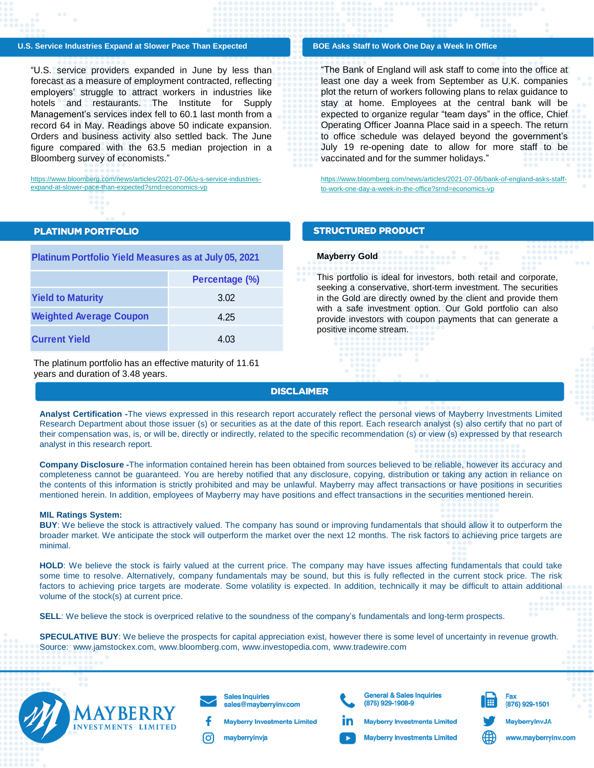## U.S. Service Industries Expand at Slower Pace Than Expected

"U.S. service providers expanded in June by less than forecast as a measure of employment contracted, reflecting employers' struggle to attract workers in industries like hotels and restaurants. The Institute for Supply Management's services index fell to 60.1 last month from a record 64 in May. Readings above 50 indicate expansion. Orders and business activity also settled back. The June figure compared with the 63.5 median projection in a Bloomberg survey of economists."

https://www.bloomberg.com/news/articles/2021-07-06/u-s-service-industries-expand-at-slower-pace-than-expected?srnd=economics-vp

## BOE Asks Staff to Work One Day a Week In Office

"The Bank of England will ask staff to come into the office at least one day a week from September as U.K. companies plot the return of workers following plans to relax guidance to stay at home. Employees at the central bank will be expected to organize regular "team days" in the office, Chief Operating Officer Joanna Place said in a speech. The return to office schedule was delayed beyond the government's July 19 re-opening date to allow for more staff to be vaccinated and for the summer holidays."

https://www.bloomberg.com/news/articles/2021-07-06/bank-of-england-asks-staff-to-work-one-day-a-week-in-the-office?srnd=economics-vp

## PLATINUM PORTFOLIO

| Platinum Portfolio Yield Measures as at July 05, 2021 | |
|---|---|
| | Percentage (%) |
| Yield to Maturity | 3.02 |
| Weighted Average Coupon | 4.25 |
| Current Yield | 4.03 |

The platinum portfolio has an effective maturity of 11.61 years and duration of 3.48 years.

## STRUCTURED PRODUCT

**Mayberry Gold**

This portfolio is ideal for investors, both retail and corporate, seeking a conservative, short-term investment. The securities in the Gold are directly owned by the client and provide them with a safe investment option. Our Gold portfolio can also provide investors with coupon payments that can generate a positive income stream.

## DISCLAIMER

**Analyst Certification -**The views expressed in this research report accurately reflect the personal views of Mayberry Investments Limited Research Department about those issuer (s) or securities as at the date of this report. Each research analyst (s) also certify that no part of their compensation was, is, or will be, directly or indirectly, related to the specific recommendation (s) or view (s) expressed by that research analyst in this research report.

**Company Disclosure -**The information contained herein has been obtained from sources believed to be reliable, however its accuracy and completeness cannot be guaranteed. You are hereby notified that any disclosure, copying, distribution or taking any action in reliance on the contents of this information is strictly prohibited and may be unlawful. Mayberry may affect transactions or have positions in securities mentioned herein. In addition, employees of Mayberry may have positions and effect transactions in the securities mentioned herein.

**MIL Ratings System:**

**BUY**: We believe the stock is attractively valued. The company has sound or improving fundamentals that should allow it to outperform the broader market. We anticipate the stock will outperform the market over the next 12 months. The risk factors to achieving price targets are minimal.

**HOLD**: We believe the stock is fairly valued at the current price. The company may have issues affecting fundamentals that could take some time to resolve. Alternatively, company fundamentals may be sound, but this is fully reflected in the current stock price. The risk factors to achieving price targets are moderate. Some volatility is expected. In addition, technically it may be difficult to attain additional volume of the stock(s) at current price.

**SELL**: We believe the stock is overpriced relative to the soundness of the company's fundamentals and long-term prospects.

**SPECULATIVE BUY**: We believe the prospects for capital appreciation exist, however there is some level of uncertainty in revenue growth.

Source: www.jamstockex.com, www.bloomberg.com, www.investopedia.com, www.tradewire.com

MAYBERRY INVESTMENTS LIMITED

Sales Inquiries
sales@mayberryinv.com

General & Sales Inquiries
(876) 929-1908-9

Fax
(876) 929-1501

Mayberry Investments Limited

Mayberry Investments Limited

MayberryInvJA

mayberryinvja

Mayberry Investments Limited

www.mayberryinv.com